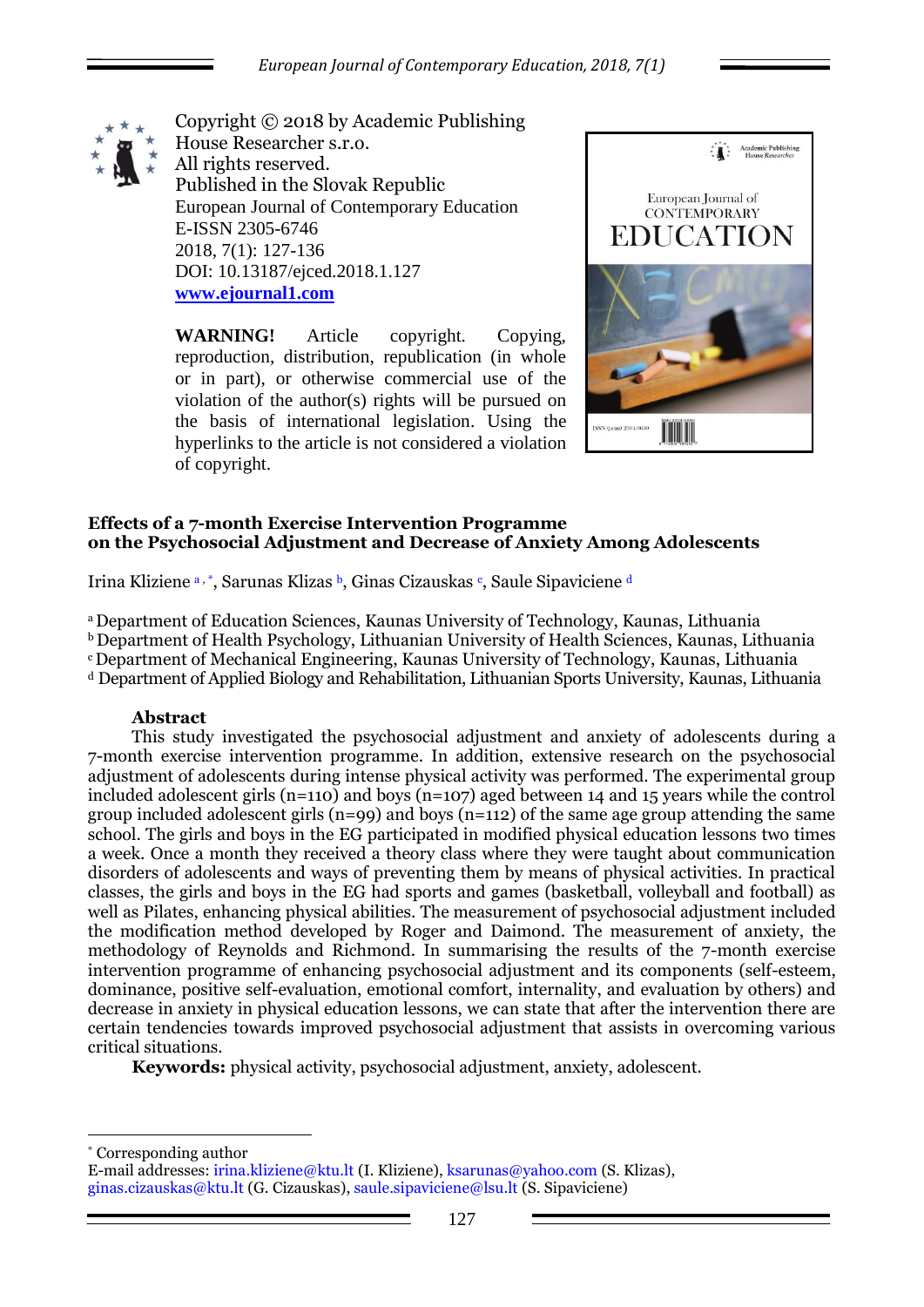Copyright © 2018 by Academic Publishing House Researcher s.r.o.
All rights reserved.
Published in the Slovak Republic
European Journal of Contemporary Education
E-ISSN 2305-6746
2018, 7(1): 127-136
DOI: 10.13187/ejced.2018.1.127
**www.ejournal1.com**

**WARNING!** Article copyright. Copying, reproduction, distribution, republication (in whole or in part), or otherwise commercial use of the violation of the author(s) rights will be pursued on the basis of international legislation. Using the hyperlinks to the article is not considered a violation of copyright.

# Effects of a 7-month Exercise Intervention Programme on the Psychosocial Adjustment and Decrease of Anxiety Among Adolescents

Irina Kliziene [a, *], Sarunas Klizas [b], Ginas Cizauskas [c], Saule Sipaviciene [d]

[a] Department of Education Sciences, Kaunas University of Technology, Kaunas, Lithuania
[b] Department of Health Psychology, Lithuanian University of Health Sciences, Kaunas, Lithuania
[c] Department of Mechanical Engineering, Kaunas University of Technology, Kaunas, Lithuania
[d] Department of Applied Biology and Rehabilitation, Lithuanian Sports University, Kaunas, Lithuania

## Abstract

This study investigated the psychosocial adjustment and anxiety of adolescents during a 7-month exercise intervention programme. In addition, extensive research on the psychosocial adjustment of adolescents during intense physical activity was performed. The experimental group included adolescent girls (n=110) and boys (n=107) aged between 14 and 15 years while the control group included adolescent girls (n=99) and boys (n=112) of the same age group attending the same school. The girls and boys in the EG participated in modified physical education lessons two times a week. Once a month they received a theory class where they were taught about communication disorders of adolescents and ways of preventing them by means of physical activities. In practical classes, the girls and boys in the EG had sports and games (basketball, volleyball and football) as well as Pilates, enhancing physical abilities. The measurement of psychosocial adjustment included the modification method developed by Roger and Daimond. The measurement of anxiety, the methodology of Reynolds and Richmond. In summarising the results of the 7-month exercise intervention programme of enhancing psychosocial adjustment and its components (self-esteem, dominance, positive self-evaluation, emotional comfort, internality, and evaluation by others) and decrease in anxiety in physical education lessons, we can state that after the intervention there are certain tendencies towards improved psychosocial adjustment that assists in overcoming various critical situations.

**Keywords:** physical activity, psychosocial adjustment, anxiety, adolescent.

---

[*] Corresponding author
E-mail addresses: irina.kliziene@ktu.lt (I. Kliziene), ksarunas@yahoo.com (S. Klizas), ginas.cizauskas@ktu.lt (G. Cizauskas), saule.sipaviciene@lsu.lt (S. Sipaviciene)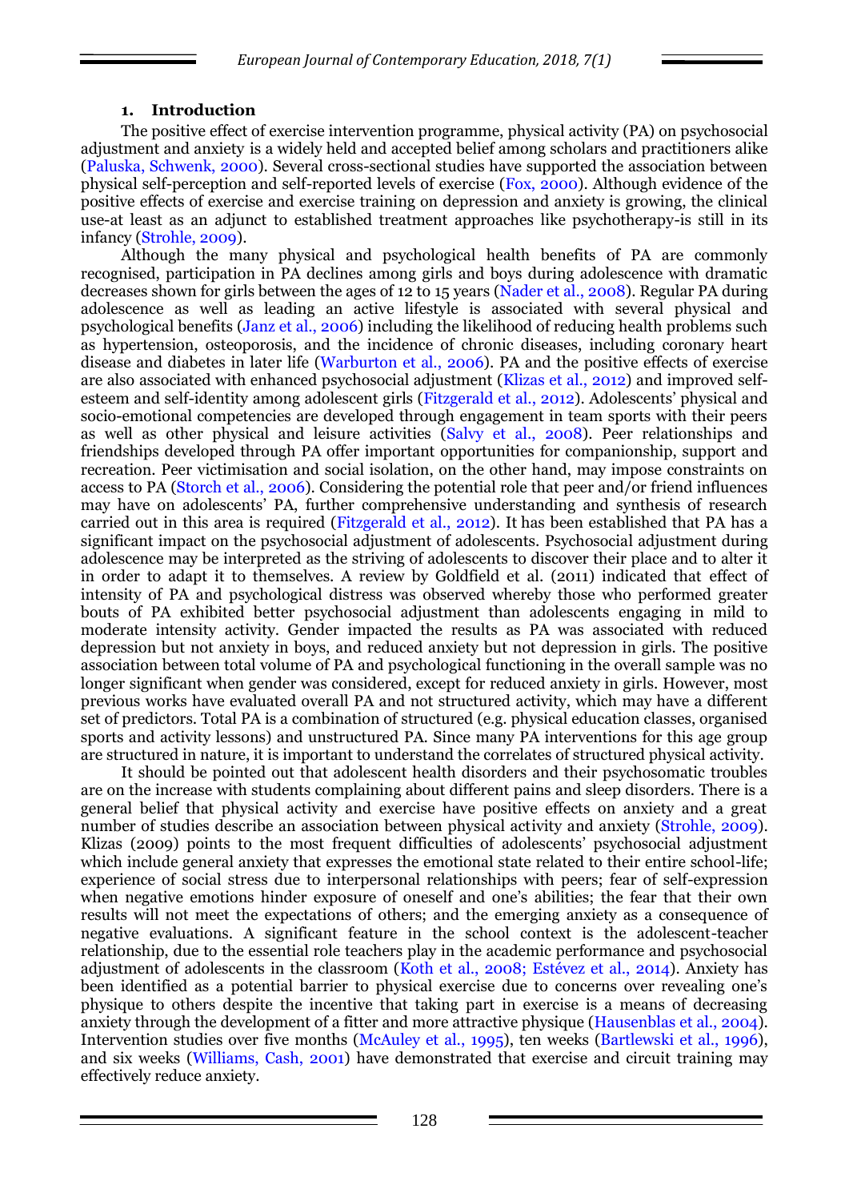## 1. Introduction

The positive effect of exercise intervention programme, physical activity (PA) on psychosocial adjustment and anxiety is a widely held and accepted belief among scholars and practitioners alike (Paluska, Schwenk, 2000). Several cross-sectional studies have supported the association between physical self-perception and self-reported levels of exercise (Fox, 2000). Although evidence of the positive effects of exercise and exercise training on depression and anxiety is growing, the clinical use-at least as an adjunct to established treatment approaches like psychotherapy-is still in its infancy (Strohle, 2009).

Although the many physical and psychological health benefits of PA are commonly recognised, participation in PA declines among girls and boys during adolescence with dramatic decreases shown for girls between the ages of 12 to 15 years (Nader et al., 2008). Regular PA during adolescence as well as leading an active lifestyle is associated with several physical and psychological benefits (Janz et al., 2006) including the likelihood of reducing health problems such as hypertension, osteoporosis, and the incidence of chronic diseases, including coronary heart disease and diabetes in later life (Warburton et al., 2006). PA and the positive effects of exercise are also associated with enhanced psychosocial adjustment (Klizas et al., 2012) and improved self-esteem and self-identity among adolescent girls (Fitzgerald et al., 2012). Adolescents' physical and socio-emotional competencies are developed through engagement in team sports with their peers as well as other physical and leisure activities (Salvy et al., 2008). Peer relationships and friendships developed through PA offer important opportunities for companionship, support and recreation. Peer victimisation and social isolation, on the other hand, may impose constraints on access to PA (Storch et al., 2006). Considering the potential role that peer and/or friend influences may have on adolescents' PA, further comprehensive understanding and synthesis of research carried out in this area is required (Fitzgerald et al., 2012). It has been established that PA has a significant impact on the psychosocial adjustment of adolescents. Psychosocial adjustment during adolescence may be interpreted as the striving of adolescents to discover their place and to alter it in order to adapt it to themselves. A review by Goldfield et al. (2011) indicated that effect of intensity of PA and psychological distress was observed whereby those who performed greater bouts of PA exhibited better psychosocial adjustment than adolescents engaging in mild to moderate intensity activity. Gender impacted the results as PA was associated with reduced depression but not anxiety in boys, and reduced anxiety but not depression in girls. The positive association between total volume of PA and psychological functioning in the overall sample was no longer significant when gender was considered, except for reduced anxiety in girls. However, most previous works have evaluated overall PA and not structured activity, which may have a different set of predictors. Total PA is a combination of structured (e.g. physical education classes, organised sports and activity lessons) and unstructured PA. Since many PA interventions for this age group are structured in nature, it is important to understand the correlates of structured physical activity.

It should be pointed out that adolescent health disorders and their psychosomatic troubles are on the increase with students complaining about different pains and sleep disorders. There is a general belief that physical activity and exercise have positive effects on anxiety and a great number of studies describe an association between physical activity and anxiety (Strohle, 2009). Klizas (2009) points to the most frequent difficulties of adolescents' psychosocial adjustment which include general anxiety that expresses the emotional state related to their entire school-life; experience of social stress due to interpersonal relationships with peers; fear of self-expression when negative emotions hinder exposure of oneself and one's abilities; the fear that their own results will not meet the expectations of others; and the emerging anxiety as a consequence of negative evaluations. A significant feature in the school context is the adolescent-teacher relationship, due to the essential role teachers play in the academic performance and psychosocial adjustment of adolescents in the classroom (Koth et al., 2008; Estévez et al., 2014). Anxiety has been identified as a potential barrier to physical exercise due to concerns over revealing one's physique to others despite the incentive that taking part in exercise is a means of decreasing anxiety through the development of a fitter and more attractive physique (Hausenblas et al., 2004). Intervention studies over five months (McAuley et al., 1995), ten weeks (Bartlewski et al., 1996), and six weeks (Williams, Cash, 2001) have demonstrated that exercise and circuit training may effectively reduce anxiety.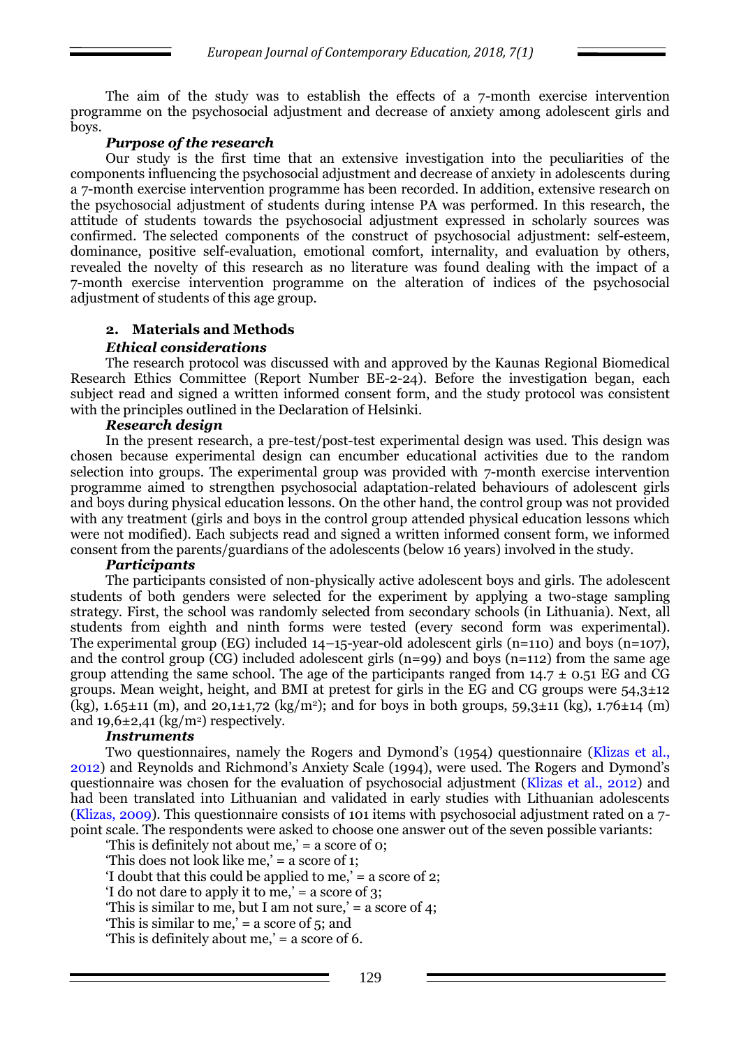The aim of the study was to establish the effects of a 7-month exercise intervention programme on the psychosocial adjustment and decrease of anxiety among adolescent girls and boys.

***Purpose of the research***

Our study is the first time that an extensive investigation into the peculiarities of the components influencing the psychosocial adjustment and decrease of anxiety in adolescents during a 7-month exercise intervention programme has been recorded. In addition, extensive research on the psychosocial adjustment of students during intense PA was performed. In this research, the attitude of students towards the psychosocial adjustment expressed in scholarly sources was confirmed. The selected components of the construct of psychosocial adjustment: self-esteem, dominance, positive self-evaluation, emotional comfort, internality, and evaluation by others, revealed the novelty of this research as no literature was found dealing with the impact of a 7-month exercise intervention programme on the alteration of indices of the psychosocial adjustment of students of this age group.

## 2. Materials and Methods

***Ethical considerations***

The research protocol was discussed with and approved by the Kaunas Regional Biomedical Research Ethics Committee (Report Number BE-2-24). Before the investigation began, each subject read and signed a written informed consent form, and the study protocol was consistent with the principles outlined in the Declaration of Helsinki.

***Research design***

In the present research, a pre-test/post-test experimental design was used. This design was chosen because experimental design can encumber educational activities due to the random selection into groups. The experimental group was provided with 7-month exercise intervention programme aimed to strengthen psychosocial adaptation-related behaviours of adolescent girls and boys during physical education lessons. On the other hand, the control group was not provided with any treatment (girls and boys in the control group attended physical education lessons which were not modified). Each subjects read and signed a written informed consent form, we informed consent from the parents/guardians of the adolescents (below 16 years) involved in the study.

***Participants***

The participants consisted of non-physically active adolescent boys and girls. The adolescent students of both genders were selected for the experiment by applying a two-stage sampling strategy. First, the school was randomly selected from secondary schools (in Lithuania). Next, all students from eighth and ninth forms were tested (every second form was experimental). The experimental group (EG) included 14–15-year-old adolescent girls (n=110) and boys (n=107), and the control group (CG) included adolescent girls (n=99) and boys (n=112) from the same age group attending the same school. The age of the participants ranged from 14.7 ± 0.51 EG and CG groups. Mean weight, height, and BMI at pretest for girls in the EG and CG groups were 54,3±12 (kg), 1.65±11 (m), and 20,1±1,72 (kg/m$^2$); and for boys in both groups, 59,3±11 (kg), 1.76±14 (m) and 19,6±2,41 (kg/m$^2$) respectively.

***Instruments***

Two questionnaires, namely the Rogers and Dymond's (1954) questionnaire (Klizas et al., 2012) and Reynolds and Richmond's Anxiety Scale (1994), were used. The Rogers and Dymond's questionnaire was chosen for the evaluation of psychosocial adjustment (Klizas et al., 2012) and had been translated into Lithuanian and validated in early studies with Lithuanian adolescents (Klizas, 2009). This questionnaire consists of 101 items with psychosocial adjustment rated on a 7-point scale. The respondents were asked to choose one answer out of the seven possible variants:

'This is definitely not about me,' = a score of 0;

'This does not look like me,' = a score of 1;

'I doubt that this could be applied to me,' = a score of 2;

'I do not dare to apply it to me,' = a score of 3;

'This is similar to me, but I am not sure,' = a score of 4;

'This is similar to me,' = a score of 5; and

'This is definitely about me,' = a score of 6.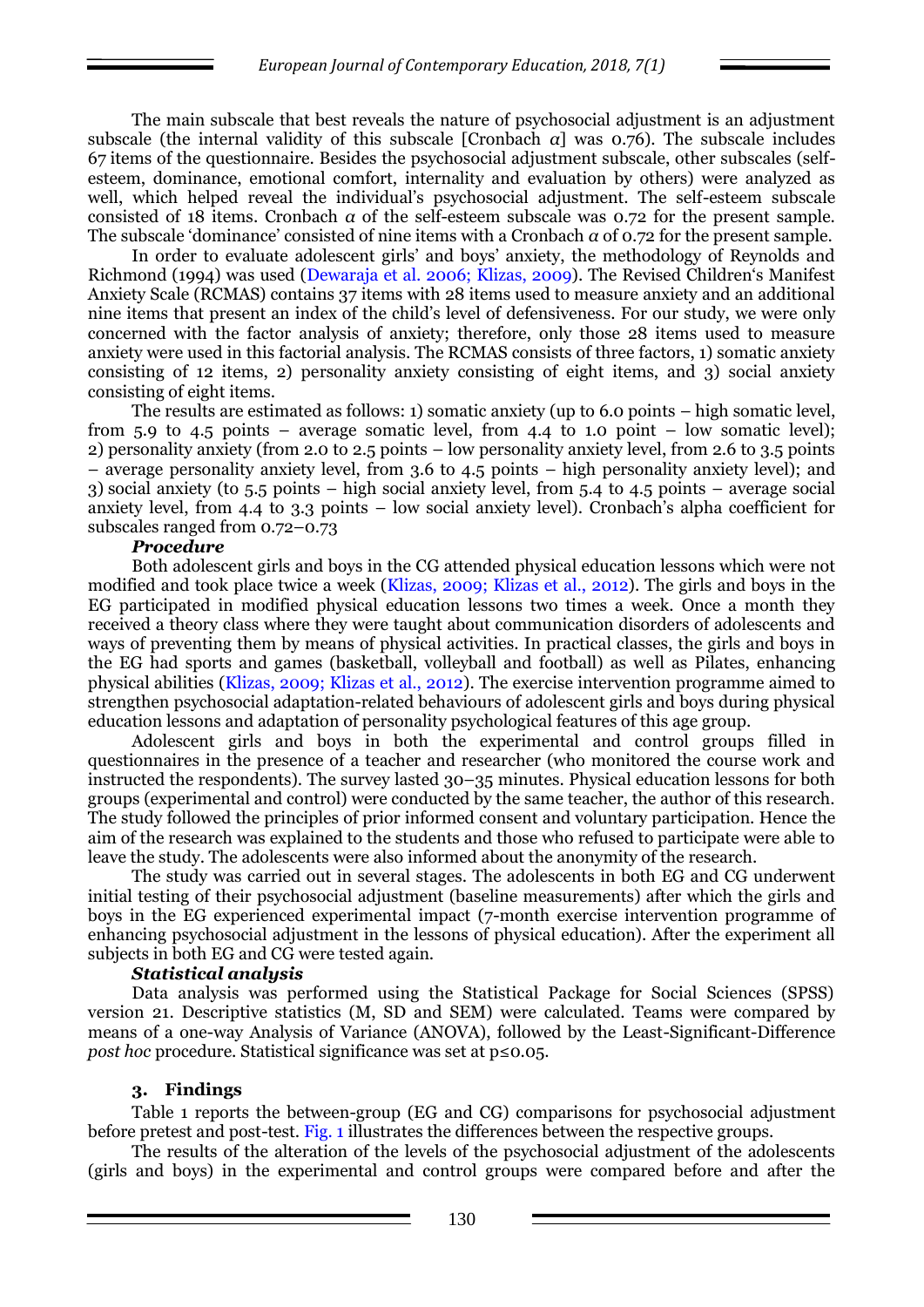The main subscale that best reveals the nature of psychosocial adjustment is an adjustment subscale (the internal validity of this subscale [Cronbach $\alpha$] was 0.76). The subscale includes 67 items of the questionnaire. Besides the psychosocial adjustment subscale, other subscales (self-esteem, dominance, emotional comfort, internality and evaluation by others) were analyzed as well, which helped reveal the individual's psychosocial adjustment. The self-esteem subscale consisted of 18 items. Cronbach $\alpha$ of the self-esteem subscale was 0.72 for the present sample. The subscale 'dominance' consisted of nine items with a Cronbach $\alpha$ of 0.72 for the present sample.

In order to evaluate adolescent girls' and boys' anxiety, the methodology of Reynolds and Richmond (1994) was used (Dewaraja et al. 2006; Klizas, 2009). The Revised Children's Manifest Anxiety Scale (RCMAS) contains 37 items with 28 items used to measure anxiety and an additional nine items that present an index of the child's level of defensiveness. For our study, we were only concerned with the factor analysis of anxiety; therefore, only those 28 items used to measure anxiety were used in this factorial analysis. The RCMAS consists of three factors, 1) somatic anxiety consisting of 12 items, 2) personality anxiety consisting of eight items, and 3) social anxiety consisting of eight items.

The results are estimated as follows: 1) somatic anxiety (up to 6.0 points – high somatic level, from 5.9 to 4.5 points – average somatic level, from 4.4 to 1.0 point – low somatic level); 2) personality anxiety (from 2.0 to 2.5 points – low personality anxiety level, from 2.6 to 3.5 points – average personality anxiety level, from 3.6 to 4.5 points – high personality anxiety level); and 3) social anxiety (to 5.5 points – high social anxiety level, from 5.4 to 4.5 points – average social anxiety level, from 4.4 to 3.3 points – low social anxiety level). Cronbach's alpha coefficient for subscales ranged from 0.72–0.73

***Procedure***

Both adolescent girls and boys in the CG attended physical education lessons which were not modified and took place twice a week (Klizas, 2009; Klizas et al., 2012). The girls and boys in the EG participated in modified physical education lessons two times a week. Once a month they received a theory class where they were taught about communication disorders of adolescents and ways of preventing them by means of physical activities. In practical classes, the girls and boys in the EG had sports and games (basketball, volleyball and football) as well as Pilates, enhancing physical abilities (Klizas, 2009; Klizas et al., 2012). The exercise intervention programme aimed to strengthen psychosocial adaptation-related behaviours of adolescent girls and boys during physical education lessons and adaptation of personality psychological features of this age group.

Adolescent girls and boys in both the experimental and control groups filled in questionnaires in the presence of a teacher and researcher (who monitored the course work and instructed the respondents). The survey lasted 30–35 minutes. Physical education lessons for both groups (experimental and control) were conducted by the same teacher, the author of this research. The study followed the principles of prior informed consent and voluntary participation. Hence the aim of the research was explained to the students and those who refused to participate were able to leave the study. The adolescents were also informed about the anonymity of the research.

The study was carried out in several stages. The adolescents in both EG and CG underwent initial testing of their psychosocial adjustment (baseline measurements) after which the girls and boys in the EG experienced experimental impact (7-month exercise intervention programme of enhancing psychosocial adjustment in the lessons of physical education). After the experiment all subjects in both EG and CG were tested again.

***Statistical analysis***

Data analysis was performed using the Statistical Package for Social Sciences (SPSS) version 21. Descriptive statistics (M, SD and SEM) were calculated. Teams were compared by means of a one-way Analysis of Variance (ANOVA), followed by the Least-Significant-Difference *post hoc* procedure. Statistical significance was set at $p \leq 0.05$.

## 3. Findings

Table 1 reports the between-group (EG and CG) comparisons for psychosocial adjustment before pretest and post-test. Fig. 1 illustrates the differences between the respective groups.

The results of the alteration of the levels of the psychosocial adjustment of the adolescents (girls and boys) in the experimental and control groups were compared before and after the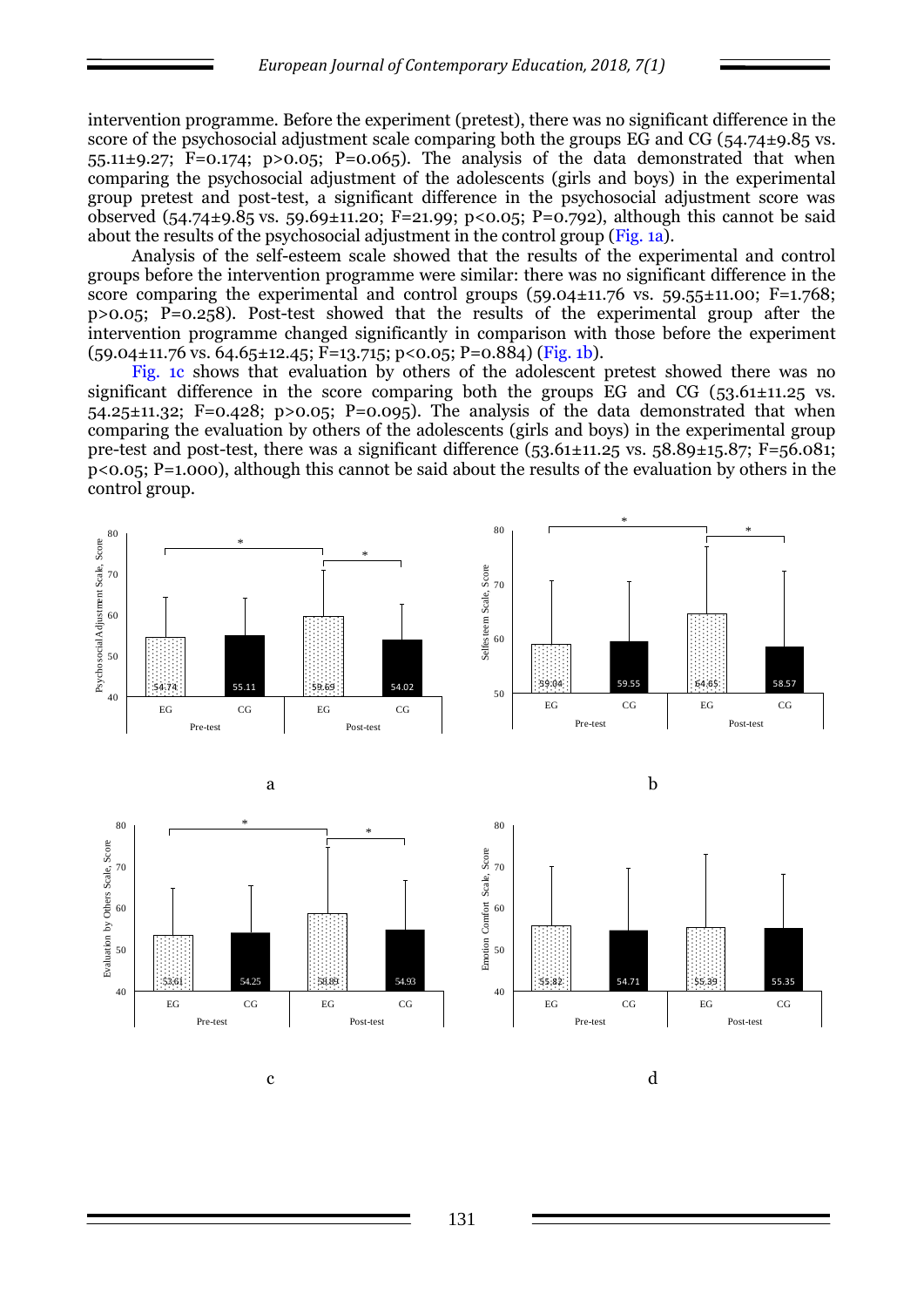intervention programme. Before the experiment (pretest), there was no significant difference in the score of the psychosocial adjustment scale comparing both the groups EG and CG (54.74±9.85 vs. 55.11±9.27; $F=0.174$; $p>0.05$; $P=0.065$). The analysis of the data demonstrated that when comparing the psychosocial adjustment of the adolescents (girls and boys) in the experimental group pretest and post-test, a significant difference in the psychosocial adjustment score was observed (54.74±9.85 vs. 59.69±11.20; $F=21.99$; $p<0.05$; $P=0.792$), although this cannot be said about the results of the psychosocial adjustment in the control group (Fig. 1a).

Analysis of the self-esteem scale showed that the results of the experimental and control groups before the intervention programme were similar: there was no significant difference in the score comparing the experimental and control groups (59.04±11.76 vs. 59.55±11.00; $F=1.768$; $p>0.05$; $P=0.258$). Post-test showed that the results of the experimental group after the intervention programme changed significantly in comparison with those before the experiment (59.04±11.76 vs. 64.65±12.45; $F=13.715$; $p<0.05$; $P=0.884$) (Fig. 1b).

Fig. 1c shows that evaluation by others of the adolescent pretest showed there was no significant difference in the score comparing both the groups EG and CG (53.61±11.25 vs. 54.25±11.32; $F=0.428$; $p>0.05$; $P=0.095$). The analysis of the data demonstrated that when comparing the evaluation by others of the adolescents (girls and boys) in the experimental group pre-test and post-test, there was a significant difference (53.61±11.25 vs. 58.89±15.87; $F=56.081$; $p<0.05$; $P=1.000$), although this cannot be said about the results of the evaluation by others in the control group.

a

b

c

d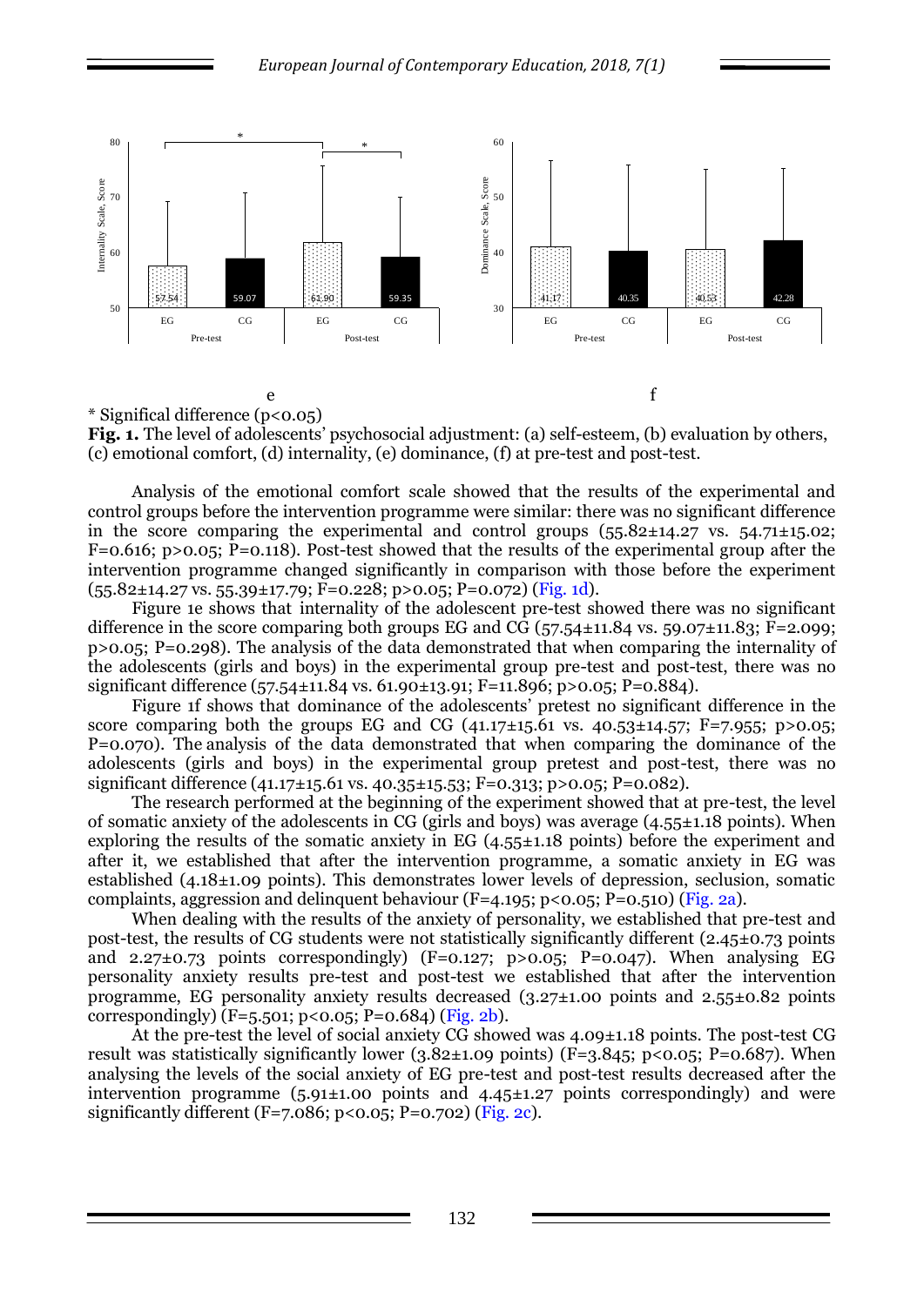\* Significal difference (p<0.05)

**Fig. 1.** The level of adolescents' psychosocial adjustment: (a) self-esteem, (b) evaluation by others, (c) emotional comfort, (d) internality, (e) dominance, (f) at pre-test and post-test.

Analysis of the emotional comfort scale showed that the results of the experimental and control groups before the intervention programme were similar: there was no significant difference in the score comparing the experimental and control groups (55.82±14.27 vs. 54.71±15.02; F=0.616; p>0.05; P=0.118). Post-test showed that the results of the experimental group after the intervention programme changed significantly in comparison with those before the experiment (55.82±14.27 vs. 55.39±17.79; F=0.228; p>0.05; P=0.072) (Fig. 1d).

Figure 1e shows that internality of the adolescent pre-test showed there was no significant difference in the score comparing both groups EG and CG (57.54±11.84 vs. 59.07±11.83; F=2.099; p>0.05; P=0.298). The analysis of the data demonstrated that when comparing the internality of the adolescents (girls and boys) in the experimental group pre-test and post-test, there was no significant difference (57.54±11.84 vs. 61.90±13.91; F=11.896; p>0.05; P=0.884).

Figure 1f shows that dominance of the adolescents' pretest no significant difference in the score comparing both the groups EG and CG (41.17±15.61 vs. 40.53±14.57; F=7.955; p>0.05; P=0.070). The analysis of the data demonstrated that when comparing the dominance of the adolescents (girls and boys) in the experimental group pretest and post-test, there was no significant difference (41.17±15.61 vs. 40.35±15.53; F=0.313; p>0.05; P=0.082).

The research performed at the beginning of the experiment showed that at pre-test, the level of somatic anxiety of the adolescents in CG (girls and boys) was average (4.55±1.18 points). When exploring the results of the somatic anxiety in EG (4.55±1.18 points) before the experiment and after it, we established that after the intervention programme, a somatic anxiety in EG was established (4.18±1.09 points). This demonstrates lower levels of depression, seclusion, somatic complaints, aggression and delinquent behaviour (F=4.195; p<0.05; P=0.510) (Fig. 2a).

When dealing with the results of the anxiety of personality, we established that pre-test and post-test, the results of CG students were not statistically significantly different (2.45±0.73 points and 2.27±0.73 points correspondingly) (F=0.127; p>0.05; P=0.047). When analysing EG personality anxiety results pre-test and post-test we established that after the intervention programme, EG personality anxiety results decreased (3.27±1.00 points and 2.55±0.82 points correspondingly) (F=5.501; p<0.05; P=0.684) (Fig. 2b).

At the pre-test the level of social anxiety CG showed was 4.09±1.18 points. The post-test CG result was statistically significantly lower (3.82±1.09 points) (F=3.845; p<0.05; P=0.687). When analysing the levels of the social anxiety of EG pre-test and post-test results decreased after the intervention programme (5.91±1.00 points and 4.45±1.27 points correspondingly) and were significantly different (F=7.086; p<0.05; P=0.702) (Fig. 2c).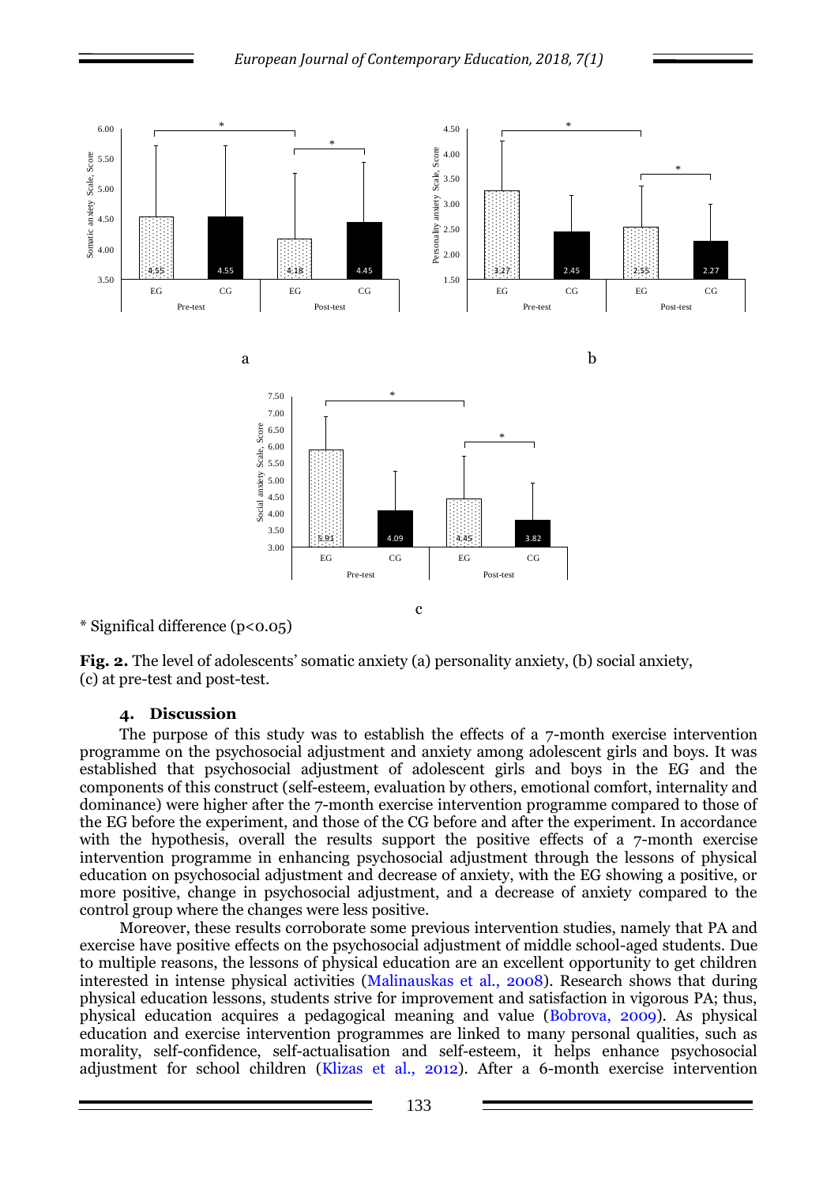\* Significal difference (p<0.05)

**Fig. 2.** The level of adolescents' somatic anxiety (a) personality anxiety, (b) social anxiety, (c) at pre-test and post-test.

## 4. Discussion

The purpose of this study was to establish the effects of a 7-month exercise intervention programme on the psychosocial adjustment and anxiety among adolescent girls and boys. It was established that psychosocial adjustment of adolescent girls and boys in the EG and the components of this construct (self-esteem, evaluation by others, emotional comfort, internality and dominance) were higher after the 7-month exercise intervention programme compared to those of the EG before the experiment, and those of the CG before and after the experiment. In accordance with the hypothesis, overall the results support the positive effects of a 7-month exercise intervention programme in enhancing psychosocial adjustment through the lessons of physical education on psychosocial adjustment and decrease of anxiety, with the EG showing a positive, or more positive, change in psychosocial adjustment, and a decrease of anxiety compared to the control group where the changes were less positive.

Moreover, these results corroborate some previous intervention studies, namely that PA and exercise have positive effects on the psychosocial adjustment of middle school-aged students. Due to multiple reasons, the lessons of physical education are an excellent opportunity to get children interested in intense physical activities (Malinauskas et al., 2008). Research shows that during physical education lessons, students strive for improvement and satisfaction in vigorous PA; thus, physical education acquires a pedagogical meaning and value (Bobrova, 2009). As physical education and exercise intervention programmes are linked to many personal qualities, such as morality, self-confidence, self-actualisation and self-esteem, it helps enhance psychosocial adjustment for school children (Klizas et al., 2012). After a 6-month exercise intervention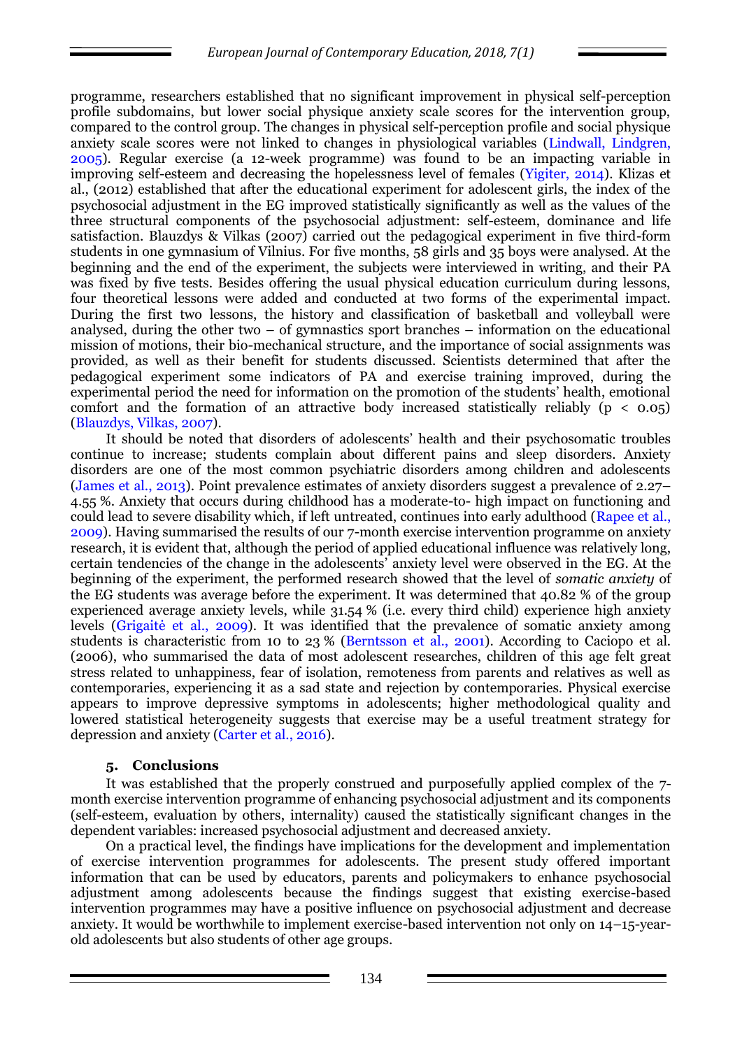programme, researchers established that no significant improvement in physical self-perception profile subdomains, but lower social physique anxiety scale scores for the intervention group, compared to the control group. The changes in physical self-perception profile and social physique anxiety scale scores were not linked to changes in physiological variables (Lindwall, Lindgren, 2005). Regular exercise (a 12-week programme) was found to be an impacting variable in improving self-esteem and decreasing the hopelessness level of females (Yigiter, 2014). Klizas et al., (2012) established that after the educational experiment for adolescent girls, the index of the psychosocial adjustment in the EG improved statistically significantly as well as the values of the three structural components of the psychosocial adjustment: self-esteem, dominance and life satisfaction. Blauzdys & Vilkas (2007) carried out the pedagogical experiment in five third-form students in one gymnasium of Vilnius. For five months, 58 girls and 35 boys were analysed. At the beginning and the end of the experiment, the subjects were interviewed in writing, and their PA was fixed by five tests. Besides offering the usual physical education curriculum during lessons, four theoretical lessons were added and conducted at two forms of the experimental impact. During the first two lessons, the history and classification of basketball and volleyball were analysed, during the other two – of gymnastics sport branches – information on the educational mission of motions, their bio-mechanical structure, and the importance of social assignments was provided, as well as their benefit for students discussed. Scientists determined that after the pedagogical experiment some indicators of PA and exercise training improved, during the experimental period the need for information on the promotion of the students' health, emotional comfort and the formation of an attractive body increased statistically reliably ($p < 0.05$) (Blauzdys, Vilkas, 2007).

It should be noted that disorders of adolescents' health and their psychosomatic troubles continue to increase; students complain about different pains and sleep disorders. Anxiety disorders are one of the most common psychiatric disorders among children and adolescents (James et al., 2013). Point prevalence estimates of anxiety disorders suggest a prevalence of 2.27–4.55 %. Anxiety that occurs during childhood has a moderate-to- high impact on functioning and could lead to severe disability which, if left untreated, continues into early adulthood (Rapee et al., 2009). Having summarised the results of our 7-month exercise intervention programme on anxiety research, it is evident that, although the period of applied educational influence was relatively long, certain tendencies of the change in the adolescents' anxiety level were observed in the EG. At the beginning of the experiment, the performed research showed that the level of *somatic anxiety* of the EG students was average before the experiment. It was determined that 40.82 % of the group experienced average anxiety levels, while 31.54 % (i.e. every third child) experience high anxiety levels (Grigaitė et al., 2009). It was identified that the prevalence of somatic anxiety among students is characteristic from 10 to 23 % (Berntsson et al., 2001). According to Caciopo et al. (2006), who summarised the data of most adolescent researches, children of this age felt great stress related to unhappiness, fear of isolation, remoteness from parents and relatives as well as contemporaries, experiencing it as a sad state and rejection by contemporaries. Physical exercise appears to improve depressive symptoms in adolescents; higher methodological quality and lowered statistical heterogeneity suggests that exercise may be a useful treatment strategy for depression and anxiety (Carter et al., 2016).

## 5. Conclusions

It was established that the properly construed and purposefully applied complex of the 7-month exercise intervention programme of enhancing psychosocial adjustment and its components (self-esteem, evaluation by others, internality) caused the statistically significant changes in the dependent variables: increased psychosocial adjustment and decreased anxiety.

On a practical level, the findings have implications for the development and implementation of exercise intervention programmes for adolescents. The present study offered important information that can be used by educators, parents and policymakers to enhance psychosocial adjustment among adolescents because the findings suggest that existing exercise-based intervention programmes may have a positive influence on psychosocial adjustment and decrease anxiety. It would be worthwhile to implement exercise-based intervention not only on 14–15-year-old adolescents but also students of other age groups.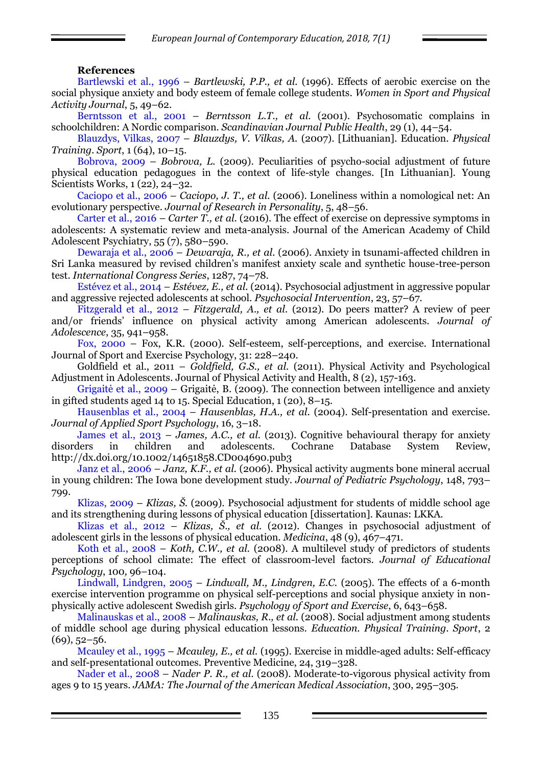**References**

Bartlewski et al., 1996 – *Bartlewski, P.P., et al.* (1996). Effects of aerobic exercise on the social physique anxiety and body esteem of female college students. *Women in Sport and Physical Activity Journal*, 5, 49–62.

Berntsson et al., 2001 – *Berntsson L.T., et al.* (2001). Psychosomatic complains in schoolchildren: A Nordic comparison. *Scandinavian Journal Public Health*, 29 (1), 44–54.

Blauzdys, Vilkas, 2007 – *Blauzdys, V. Vilkas, A.* (2007). [Lithuanian]. Education. *Physical Training. Sport*, 1 (64), 10–15.

Bobrova, 2009 – *Bobrova, L.* (2009). Peculiarities of psycho-social adjustment of future physical education pedagogues in the context of life-style changes. [In Lithuanian]. Young Scientists Works, 1 (22), 24–32.

Caciopo et al., 2006 – *Caciopo, J. T., et al.* (2006). Loneliness within a nomological net: An evolutionary perspective. *Journal of Research in Personality*, 5, 48–56.

Carter et al., 2016 – *Carter T., et al.* (2016). The effect of exercise on depressive symptoms in adolescents: A systematic review and meta-analysis. Journal of the American Academy of Child Adolescent Psychiatry, 55 (7), 580–590.

Dewaraja et al., 2006 – *Dewaraja, R., et al.* (2006). Anxiety in tsunami-affected children in Sri Lanka measured by revised children's manifest anxiety scale and synthetic house-tree-person test. *International Congress Series*, 1287, 74–78.

Estévez et al., 2014 – *Estévez, E., et al.* (2014). Psychosocial adjustment in aggressive popular and aggressive rejected adolescents at school. *Psychosocial Intervention*, 23, 57–67.

Fitzgerald et al., 2012 – *Fitzgerald, A., et al.* (2012). Do peers matter? A review of peer and/or friends' influence on physical activity among American adolescents. *Journal of Adolescence*, 35, 941–958.

Fox, 2000 – Fox, K.R. (2000). Self-esteem, self-perceptions, and exercise. International Journal of Sport and Exercise Psychology, 31: 228–240.

Goldfield et al., 2011 – *Goldfield, G.S., et al.* (2011). Physical Activity and Psychological Adjustment in Adolescents. Journal of Physical Activity and Health, 8 (2), 157-163.

Grigaitė et al., 2009 – Grigaitė, B. (2009). The connection between intelligence and anxiety in gifted students aged 14 to 15. Special Education, 1 (20), 8–15.

Hausenblas et al., 2004 – *Hausenblas, H.A., et al.* (2004). Self-presentation and exercise. *Journal of Applied Sport Psychology*, 16, 3–18.

James et al., 2013 – *James, A.C., et al.* (2013). Cognitive behavioural therapy for anxiety disorders in children and adolescents. Cochrane Database System Review, http://dx.doi.org/10.1002/14651858.CD004690.pub3

Janz et al., 2006 – *Janz, K.F., et al.* (2006). Physical activity augments bone mineral accrual in young children: The Iowa bone development study. *Journal of Pediatric Psychology*, 148, 793–799.

Klizas, 2009 – *Klizas, Š.* (2009). Psychosocial adjustment for students of middle school age and its strengthening during lessons of physical education [dissertation]. Kaunas: LKKA.

Klizas et al., 2012 – *Klizas, Š., et al.* (2012). Changes in psychosocial adjustment of adolescent girls in the lessons of physical education. *Medicina*, 48 (9), 467–471.

Koth et al., 2008 – *Koth, C.W., et al.* (2008). A multilevel study of predictors of students perceptions of school climate: The effect of classroom-level factors. *Journal of Educational Psychology*, 100, 96–104.

Lindwall, Lindgren, 2005 – *Lindwall, M., Lindgren, E.C.* (2005). The effects of a 6-month exercise intervention programme on physical self-perceptions and social physique anxiety in non-physically active adolescent Swedish girls. *Psychology of Sport and Exercise*, 6, 643–658.

Malinauskas et al., 2008 – *Malinauskas, R., et al.* (2008). Social adjustment among students of middle school age during physical education lessons. *Education. Physical Training. Sport*, 2 (69), 52–56.

Mcauley et al., 1995 – *Mcauley, E., et al.* (1995). Exercise in middle-aged adults: Self-efficacy and self-presentational outcomes. Preventive Medicine, 24, 319–328.

Nader et al., 2008 – *Nader P. R., et al.* (2008). Moderate-to-vigorous physical activity from ages 9 to 15 years. *JAMA: The Journal of the American Medical Association*, 300, 295–305.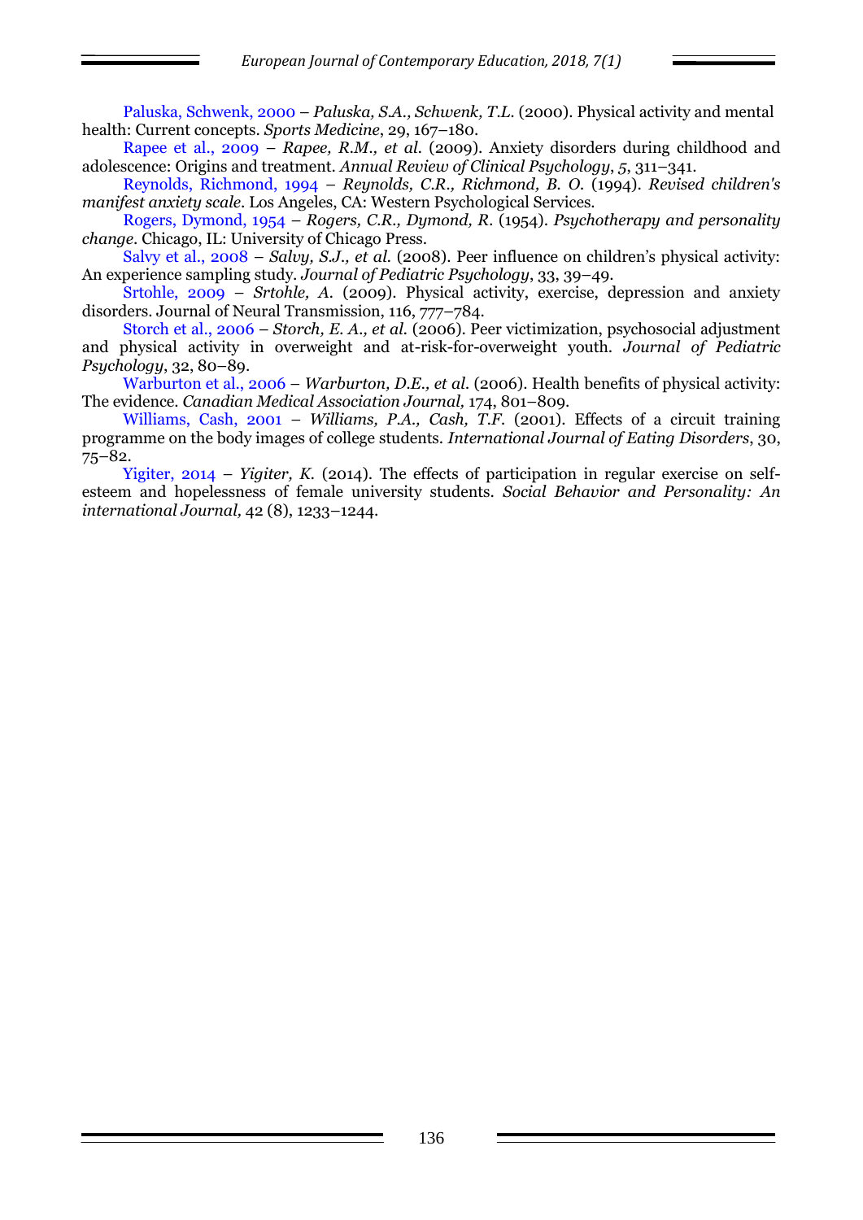Paluska, Schwenk, 2000 – *Paluska, S.A., Schwenk, T.L.* (2000). Physical activity and mental health: Current concepts. *Sports Medicine*, 29, 167–180.

Rapee et al., 2009 – *Rapee, R.M., et al.* (2009). Anxiety disorders during childhood and adolescence: Origins and treatment. *Annual Review of Clinical Psychology*, *5*, 311–341.

Reynolds, Richmond, 1994 – *Reynolds, C.R., Richmond, B. O.* (1994). *Revised children's manifest anxiety scale*. Los Angeles, CA: Western Psychological Services.

Rogers, Dymond, 1954 – *Rogers, C.R., Dymond, R.* (1954). *Psychotherapy and personality change*. Chicago, IL: University of Chicago Press.

Salvy et al., 2008 – *Salvy, S.J., et al.* (2008). Peer influence on children's physical activity: An experience sampling study. *Journal of Pediatric Psychology*, 33, 39–49.

Srtohle, 2009 – *Srtohle, A.* (2009). Physical activity, exercise, depression and anxiety disorders. Journal of Neural Transmission, 116, 777–784.

Storch et al., 2006 – *Storch, E. A., et al.* (2006). Peer victimization, psychosocial adjustment and physical activity in overweight and at-risk-for-overweight youth. *Journal of Pediatric Psychology*, 32, 80–89.

Warburton et al., 2006 – *Warburton, D.E., et al.* (2006). Health benefits of physical activity: The evidence. *Canadian Medical Association Journal,* 174, 801–809.

Williams, Cash, 2001 – *Williams, P.A., Cash, T.F.* (2001). Effects of a circuit training programme on the body images of college students. *International Journal of Eating Disorders*, 30, 75–82.

Yigiter, 2014 – *Yigiter, K.* (2014). The effects of participation in regular exercise on self-esteem and hopelessness of female university students. *Social Behavior and Personality: An international Journal,* 42 (8), 1233–1244.